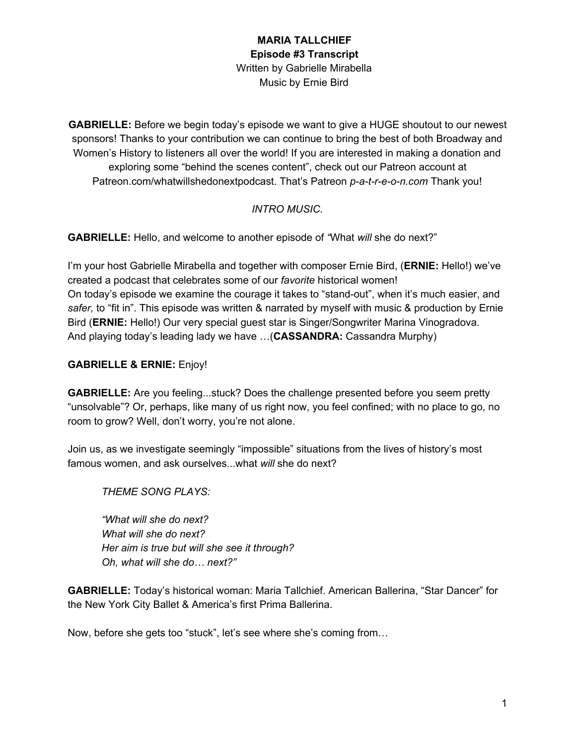**MARIA TALLCHIEF**
**Episode #3 Transcript**
Written by Gabrielle Mirabella
Music by Ernie Bird

**GABRIELLE:** Before we begin today's episode we want to give a HUGE shoutout to our newest sponsors! Thanks to your contribution we can continue to bring the best of both Broadway and Women's History to listeners all over the world! If you are interested in making a donation and exploring some "behind the scenes content", check out our Patreon account at Patreon.com/whatwillshedonextpodcast. That's Patreon *p-a-t-r-e-o-n.com* Thank you!

*INTRO MUSIC.*

**GABRIELLE:** Hello, and welcome to another episode of *"*What *will* she do next?"

I'm your host Gabrielle Mirabella and together with composer Ernie Bird, (**ERNIE:** Hello!) we've created a podcast that celebrates some of our *favorite* historical women!
On today's episode we examine the courage it takes to "stand-out", when it's much easier, and *safer,* to "fit in". This episode was written & narrated by myself with music & production by Ernie Bird (**ERNIE:** Hello!) Our very special guest star is Singer/Songwriter Marina Vinogradova.
And playing today's leading lady we have …(**CASSANDRA:** Cassandra Murphy)

**GABRIELLE & ERNIE:** Enjoy!

**GABRIELLE:** Are you feeling...stuck? Does the challenge presented before you seem pretty "unsolvable"? Or, perhaps, like many of us right now, you feel confined; with no place to go, no room to grow? Well, don't worry, you're not alone.

Join us, as we investigate seemingly "impossible" situations from the lives of history's most famous women, and ask ourselves...what *will* she do next?

> *THEME SONG PLAYS:*
>
> *"What will she do next?*
> *What will she do next?*
> *Her aim is true but will she see it through?*
> *Oh, what will she do… next?"*

**GABRIELLE:** Today's historical woman: Maria Tallchief. American Ballerina, "Star Dancer" for the New York City Ballet & America's first Prima Ballerina.

Now, before she gets too "stuck", let's see where she's coming from…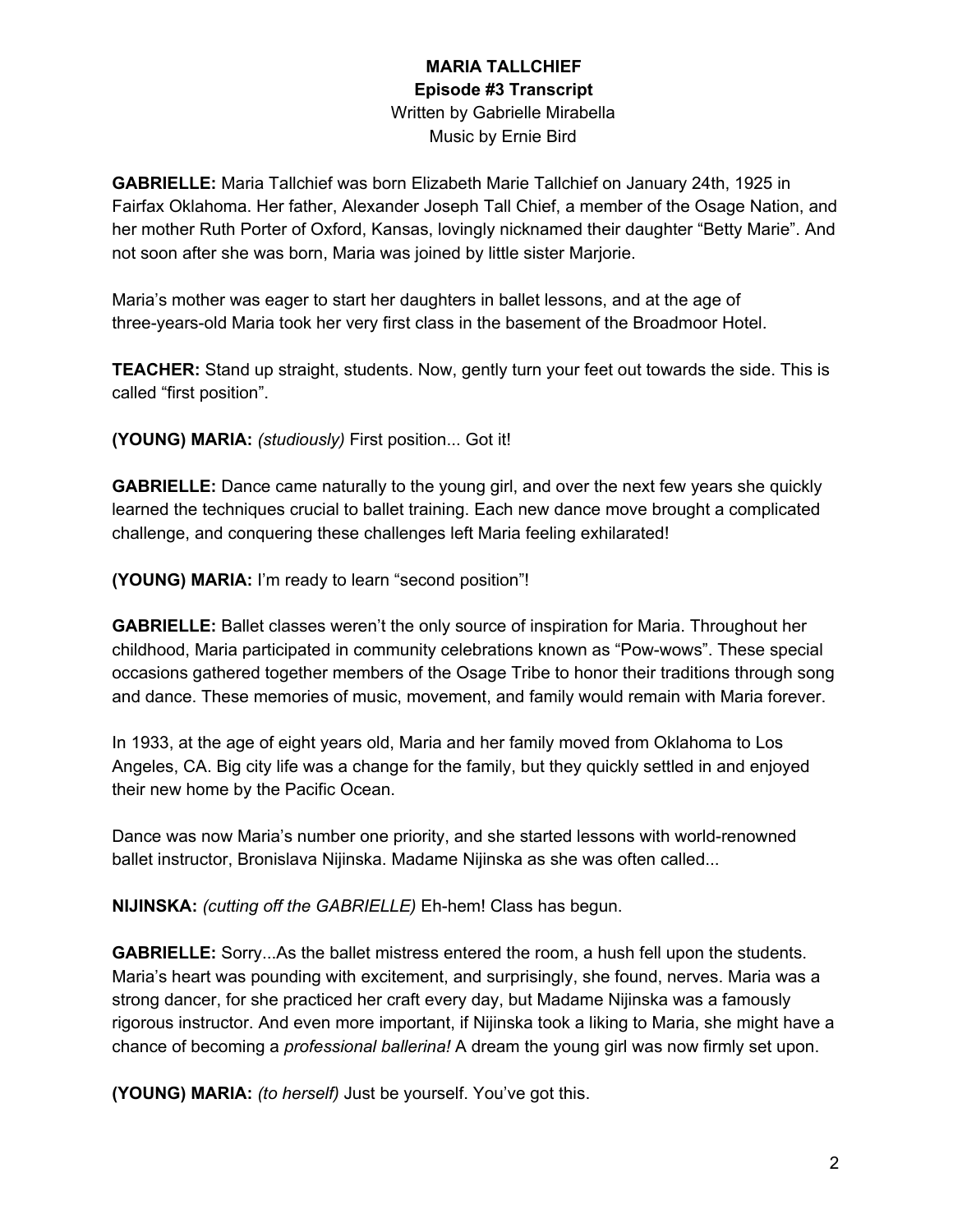**MARIA TALLCHIEF**
**Episode #3 Transcript**
Written by Gabrielle Mirabella
Music by Ernie Bird

**GABRIELLE:** Maria Tallchief was born Elizabeth Marie Tallchief on January 24th, 1925 in Fairfax Oklahoma. Her father, Alexander Joseph Tall Chief, a member of the Osage Nation, and her mother Ruth Porter of Oxford, Kansas, lovingly nicknamed their daughter "Betty Marie". And not soon after she was born, Maria was joined by little sister Marjorie.

Maria's mother was eager to start her daughters in ballet lessons, and at the age of three-years-old Maria took her very first class in the basement of the Broadmoor Hotel.

**TEACHER:** Stand up straight, students. Now, gently turn your feet out towards the side. This is called "first position".

**(YOUNG) MARIA:** *(studiously)* First position... Got it!

**GABRIELLE:** Dance came naturally to the young girl, and over the next few years she quickly learned the techniques crucial to ballet training. Each new dance move brought a complicated challenge, and conquering these challenges left Maria feeling exhilarated!

**(YOUNG) MARIA:** I'm ready to learn "second position"!

**GABRIELLE:** Ballet classes weren't the only source of inspiration for Maria. Throughout her childhood, Maria participated in community celebrations known as "Pow-wows". These special occasions gathered together members of the Osage Tribe to honor their traditions through song and dance. These memories of music, movement, and family would remain with Maria forever.

In 1933, at the age of eight years old, Maria and her family moved from Oklahoma to Los Angeles, CA. Big city life was a change for the family, but they quickly settled in and enjoyed their new home by the Pacific Ocean.

Dance was now Maria's number one priority, and she started lessons with world-renowned ballet instructor, Bronislava Nijinska. Madame Nijinska as she was often called...

**NIJINSKA:** *(cutting off the GABRIELLE)* Eh-hem! Class has begun.

**GABRIELLE:** Sorry...As the ballet mistress entered the room, a hush fell upon the students. Maria's heart was pounding with excitement, and surprisingly, she found, nerves. Maria was a strong dancer, for she practiced her craft every day, but Madame Nijinska was a famously rigorous instructor. And even more important, if Nijinska took a liking to Maria, she might have a chance of becoming a *professional ballerina!* A dream the young girl was now firmly set upon.

**(YOUNG) MARIA:** *(to herself)* Just be yourself. You've got this.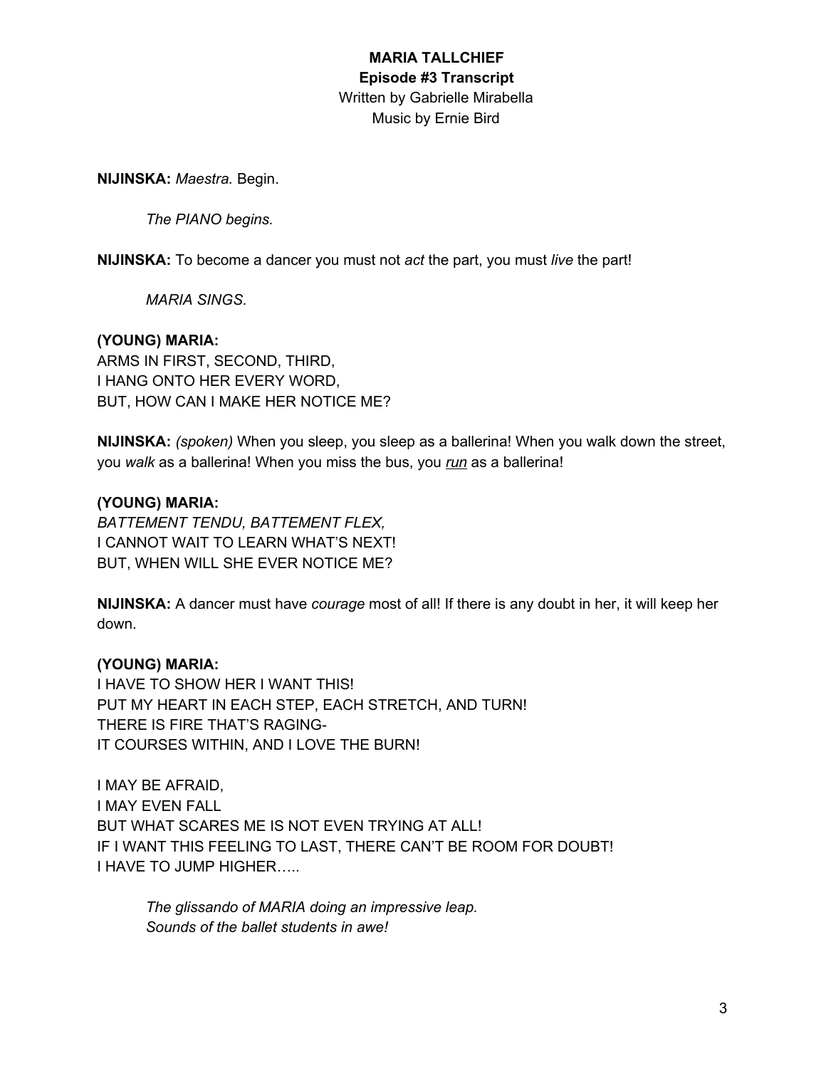**MARIA TALLCHIEF**
**Episode #3 Transcript**
Written by Gabrielle Mirabella
Music by Ernie Bird

**NIJINSKA:** *Maestra.* Begin.

*The PIANO begins.*

**NIJINSKA:** To become a dancer you must not *act* the part, you must *live* the part!

*MARIA SINGS.*

**(YOUNG) MARIA:**
ARMS IN FIRST, SECOND, THIRD,
I HANG ONTO HER EVERY WORD,
BUT, HOW CAN I MAKE HER NOTICE ME?

**NIJINSKA:** *(spoken)* When you sleep, you sleep as a ballerina! When you walk down the street, you *walk* as a ballerina! When you miss the bus, you <u>*run*</u> as a ballerina!

**(YOUNG) MARIA:**
*BATTEMENT TENDU, BATTEMENT FLEX,*
I CANNOT WAIT TO LEARN WHAT'S NEXT!
BUT, WHEN WILL SHE EVER NOTICE ME?

**NIJINSKA:** A dancer must have *courage* most of all! If there is any doubt in her, it will keep her down.

**(YOUNG) MARIA:**
I HAVE TO SHOW HER I WANT THIS!
PUT MY HEART IN EACH STEP, EACH STRETCH, AND TURN!
THERE IS FIRE THAT'S RAGING-
IT COURSES WITHIN, AND I LOVE THE BURN!

I MAY BE AFRAID,
I MAY EVEN FALL
BUT WHAT SCARES ME IS NOT EVEN TRYING AT ALL!
IF I WANT THIS FEELING TO LAST, THERE CAN'T BE ROOM FOR DOUBT!
I HAVE TO JUMP HIGHER…..

*The glissando of MARIA doing an impressive leap.*
*Sounds of the ballet students in awe!*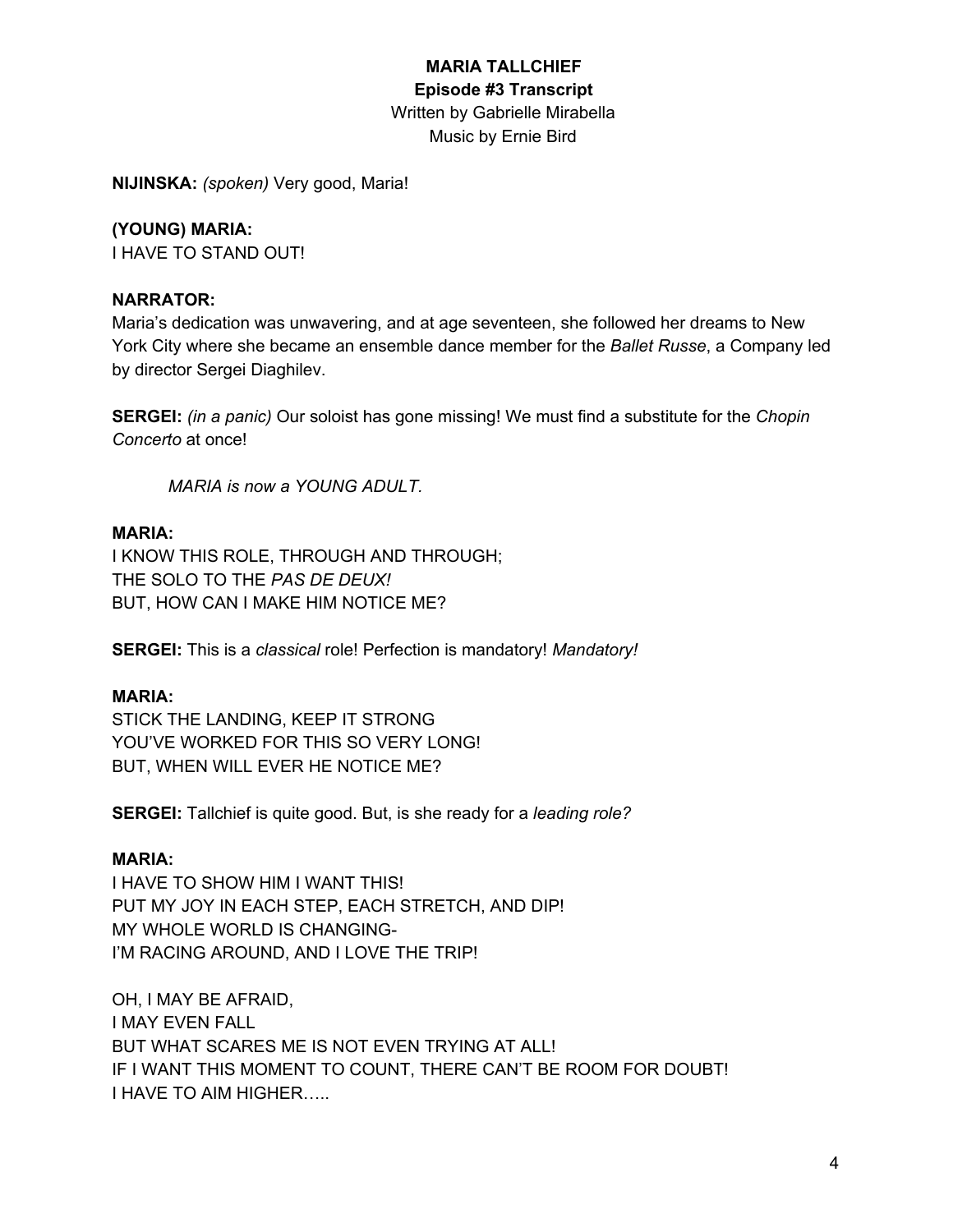**MARIA TALLCHIEF**
**Episode #3 Transcript**
Written by Gabrielle Mirabella
Music by Ernie Bird

**NIJINSKA:** *(spoken)* Very good, Maria!

**(YOUNG) MARIA:**
I HAVE TO STAND OUT!

**NARRATOR:**
Maria's dedication was unwavering, and at age seventeen, she followed her dreams to New York City where she became an ensemble dance member for the *Ballet Russe*, a Company led by director Sergei Diaghilev.

**SERGEI:** *(in a panic)* Our soloist has gone missing! We must find a substitute for the *Chopin Concerto* at once!

*MARIA is now a YOUNG ADULT.*

**MARIA:**
I KNOW THIS ROLE, THROUGH AND THROUGH;
THE SOLO TO THE *PAS DE DEUX!*
BUT, HOW CAN I MAKE HIM NOTICE ME?

**SERGEI:** This is a *classical* role! Perfection is mandatory! *Mandatory!*

**MARIA:**
STICK THE LANDING, KEEP IT STRONG
YOU'VE WORKED FOR THIS SO VERY LONG!
BUT, WHEN WILL EVER HE NOTICE ME?

**SERGEI:** Tallchief is quite good. But, is she ready for a *leading role?*

**MARIA:**
I HAVE TO SHOW HIM I WANT THIS!
PUT MY JOY IN EACH STEP, EACH STRETCH, AND DIP!
MY WHOLE WORLD IS CHANGING-
I'M RACING AROUND, AND I LOVE THE TRIP!

OH, I MAY BE AFRAID,
I MAY EVEN FALL
BUT WHAT SCARES ME IS NOT EVEN TRYING AT ALL!
IF I WANT THIS MOMENT TO COUNT, THERE CAN'T BE ROOM FOR DOUBT!
I HAVE TO AIM HIGHER…..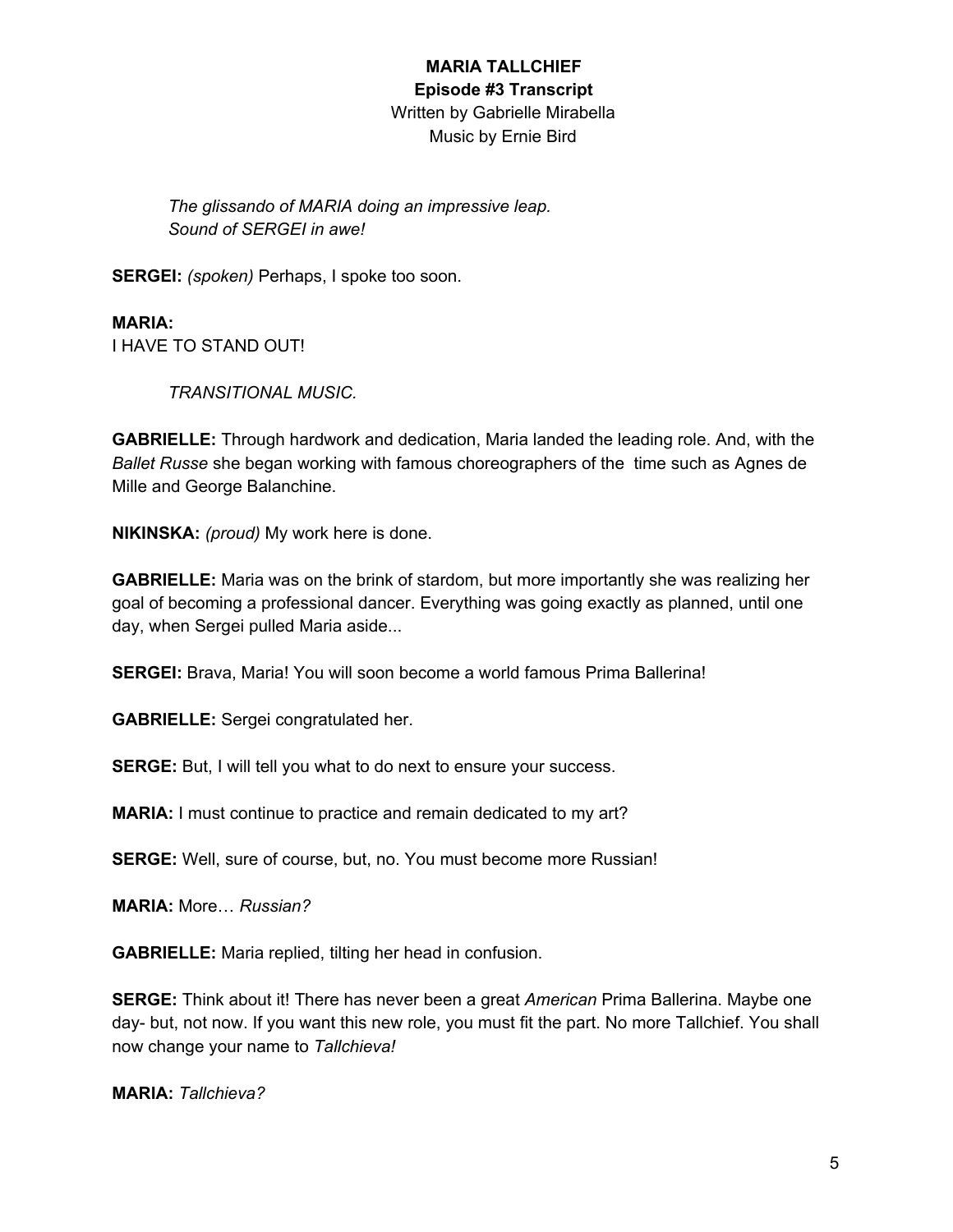**MARIA TALLCHIEF**
**Episode #3 Transcript**
Written by Gabrielle Mirabella
Music by Ernie Bird

*The glissando of MARIA doing an impressive leap.*
*Sound of SERGEI in awe!*

**SERGEI:** *(spoken)* Perhaps, I spoke too soon.

**MARIA:**
I HAVE TO STAND OUT!

*TRANSITIONAL MUSIC.*

**GABRIELLE:** Through hardwork and dedication, Maria landed the leading role. And, with the *Ballet Russe* she began working with famous choreographers of the time such as Agnes de Mille and George Balanchine.

**NIKINSKA:** *(proud)* My work here is done.

**GABRIELLE:** Maria was on the brink of stardom, but more importantly she was realizing her goal of becoming a professional dancer. Everything was going exactly as planned, until one day, when Sergei pulled Maria aside...

**SERGEI:** Brava, Maria! You will soon become a world famous Prima Ballerina!

**GABRIELLE:** Sergei congratulated her.

**SERGE:** But, I will tell you what to do next to ensure your success.

**MARIA:** I must continue to practice and remain dedicated to my art?

**SERGE:** Well, sure of course, but, no. You must become more Russian!

**MARIA:** More… *Russian?*

**GABRIELLE:** Maria replied, tilting her head in confusion.

**SERGE:** Think about it! There has never been a great *American* Prima Ballerina. Maybe one day- but, not now. If you want this new role, you must fit the part. No more Tallchief. You shall now change your name to *Tallchieva!*

**MARIA:** *Tallchieva?*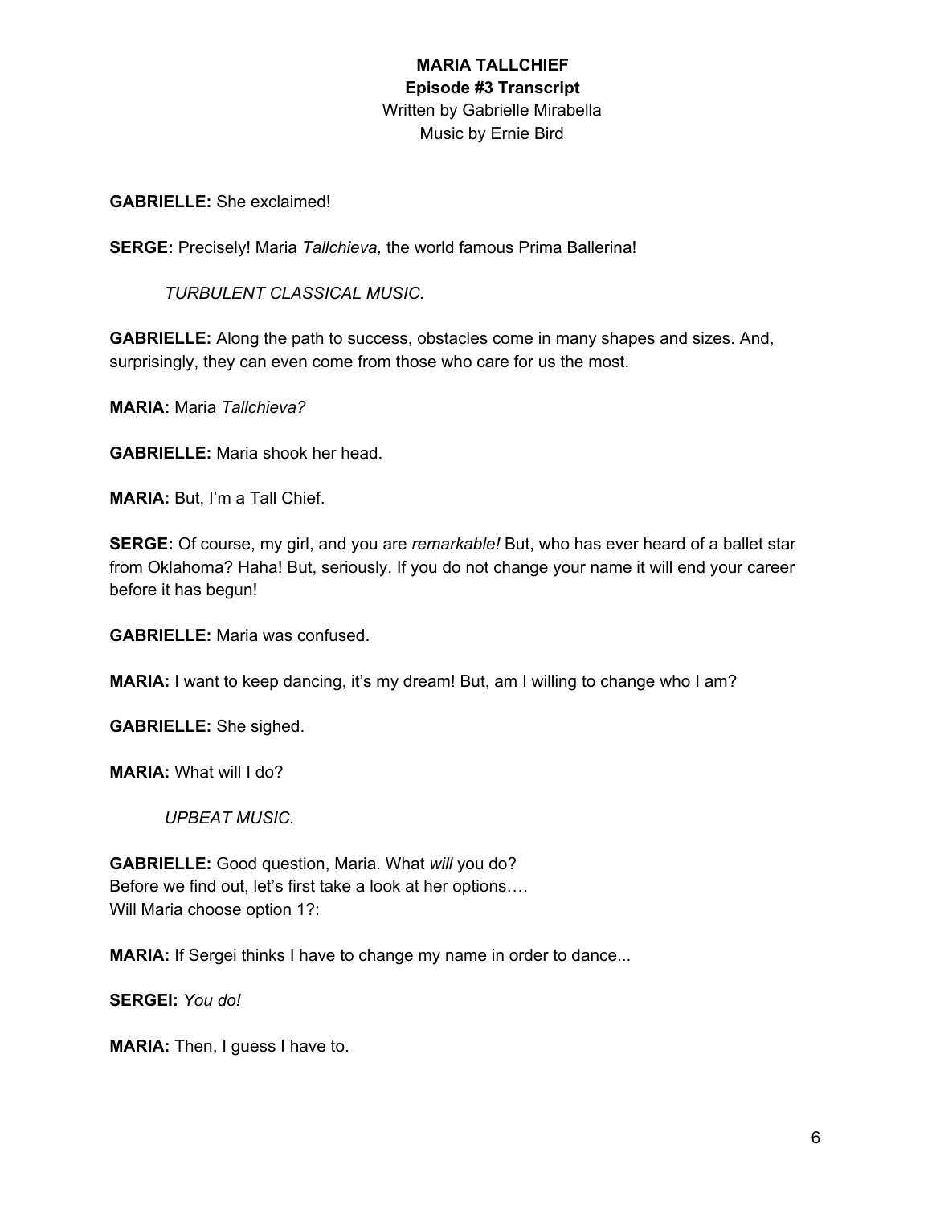**MARIA TALLCHIEF**
**Episode #3 Transcript**
Written by Gabrielle Mirabella
Music by Ernie Bird

**GABRIELLE:** She exclaimed!

**SERGE:** Precisely! Maria *Tallchieva,* the world famous Prima Ballerina!

*TURBULENT CLASSICAL MUSIC.*

**GABRIELLE:** Along the path to success, obstacles come in many shapes and sizes. And, surprisingly, they can even come from those who care for us the most.

**MARIA:** Maria *Tallchieva?*

**GABRIELLE:** Maria shook her head.

**MARIA:** But, I'm a Tall Chief.

**SERGE:** Of course, my girl, and you are *remarkable!* But, who has ever heard of a ballet star from Oklahoma? Haha! But, seriously. If you do not change your name it will end your career before it has begun!

**GABRIELLE:** Maria was confused.

**MARIA:** I want to keep dancing, it's my dream! But, am I willing to change who I am?

**GABRIELLE:** She sighed.

**MARIA:** What will I do?

*UPBEAT MUSIC.*

**GABRIELLE:** Good question, Maria. What *will* you do?
Before we find out, let's first take a look at her options….
Will Maria choose option 1?:

**MARIA:** If Sergei thinks I have to change my name in order to dance...

**SERGEI:** *You do!*

**MARIA:** Then, I guess I have to.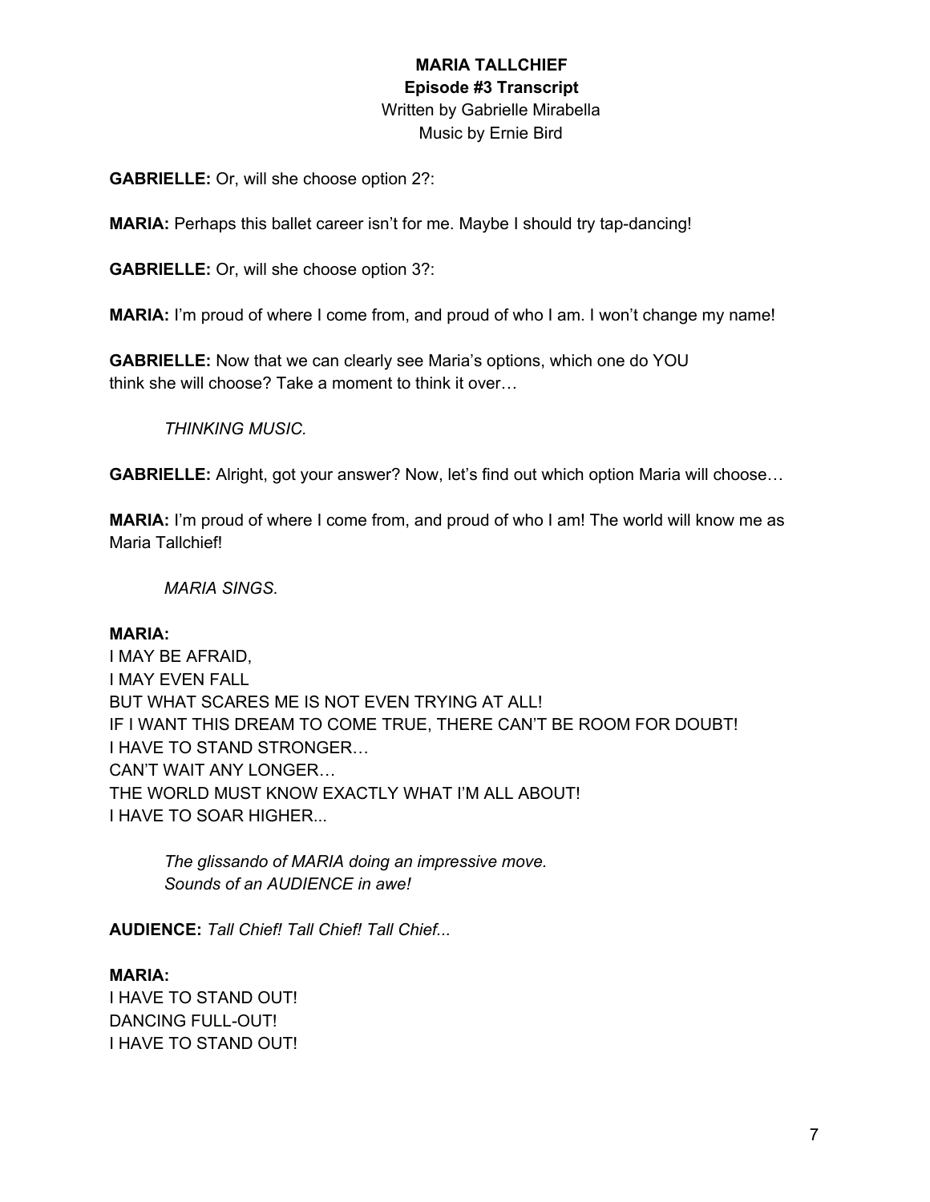**MARIA TALLCHIEF**
**Episode #3 Transcript**
Written by Gabrielle Mirabella
Music by Ernie Bird

**GABRIELLE:** Or, will she choose option 2?:

**MARIA:** Perhaps this ballet career isn't for me. Maybe I should try tap-dancing!

**GABRIELLE:** Or, will she choose option 3?:

**MARIA:** I'm proud of where I come from, and proud of who I am. I won't change my name!

**GABRIELLE:** Now that we can clearly see Maria's options, which one do YOU think she will choose? Take a moment to think it over…

*THINKING MUSIC.*

**GABRIELLE:** Alright, got your answer? Now, let's find out which option Maria will choose…

**MARIA:** I'm proud of where I come from, and proud of who I am! The world will know me as Maria Tallchief!

*MARIA SINGS.*

**MARIA:**
I MAY BE AFRAID,
I MAY EVEN FALL
BUT WHAT SCARES ME IS NOT EVEN TRYING AT ALL!
IF I WANT THIS DREAM TO COME TRUE, THERE CAN'T BE ROOM FOR DOUBT!
I HAVE TO STAND STRONGER…
CAN'T WAIT ANY LONGER…
THE WORLD MUST KNOW EXACTLY WHAT I'M ALL ABOUT!
I HAVE TO SOAR HIGHER...

*The glissando of MARIA doing an impressive move.*
*Sounds of an AUDIENCE in awe!*

**AUDIENCE:** *Tall Chief! Tall Chief! Tall Chief...*

**MARIA:**
I HAVE TO STAND OUT!
DANCING FULL-OUT!
I HAVE TO STAND OUT!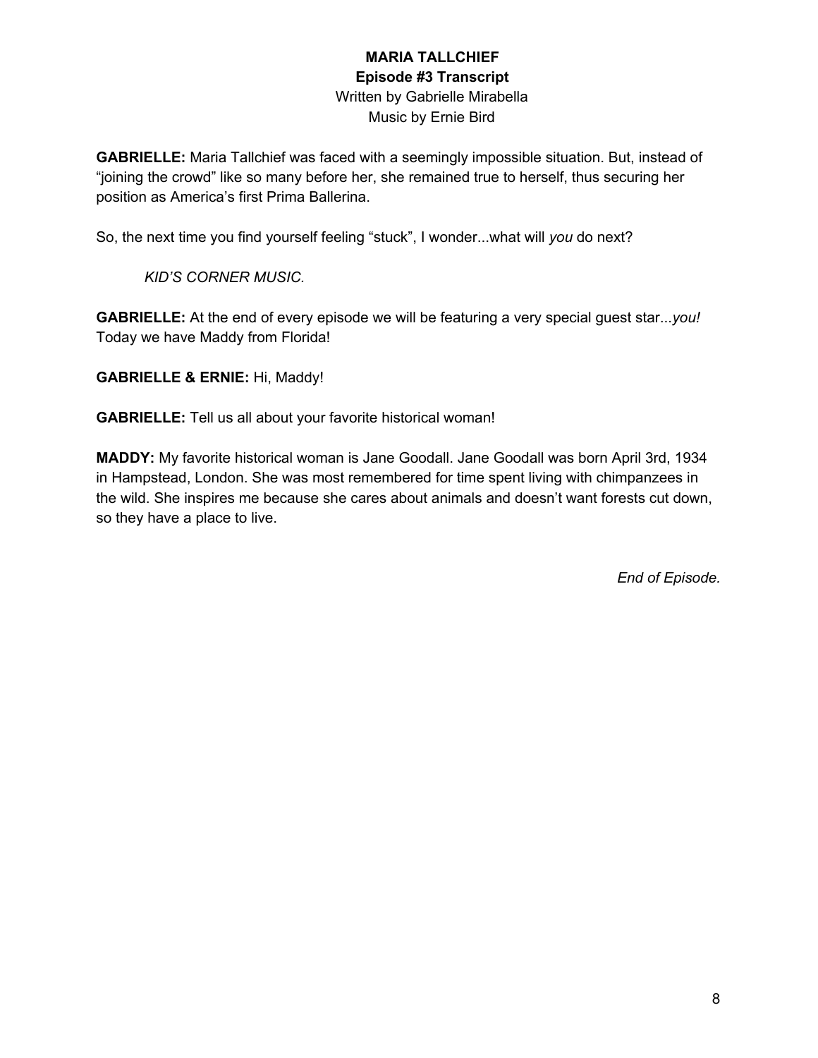**MARIA TALLCHIEF**
**Episode #3 Transcript**
Written by Gabrielle Mirabella
Music by Ernie Bird

**GABRIELLE:** Maria Tallchief was faced with a seemingly impossible situation. But, instead of "joining the crowd" like so many before her, she remained true to herself, thus securing her position as America's first Prima Ballerina.

So, the next time you find yourself feeling "stuck", I wonder...what will *you* do next?

*KID'S CORNER MUSIC.*

**GABRIELLE:** At the end of every episode we will be featuring a very special guest star...*you!* Today we have Maddy from Florida!

**GABRIELLE & ERNIE:** Hi, Maddy!

**GABRIELLE:** Tell us all about your favorite historical woman!

**MADDY:** My favorite historical woman is Jane Goodall. Jane Goodall was born April 3rd, 1934 in Hampstead, London. She was most remembered for time spent living with chimpanzees in the wild. She inspires me because she cares about animals and doesn't want forests cut down, so they have a place to live.

*End of Episode.*